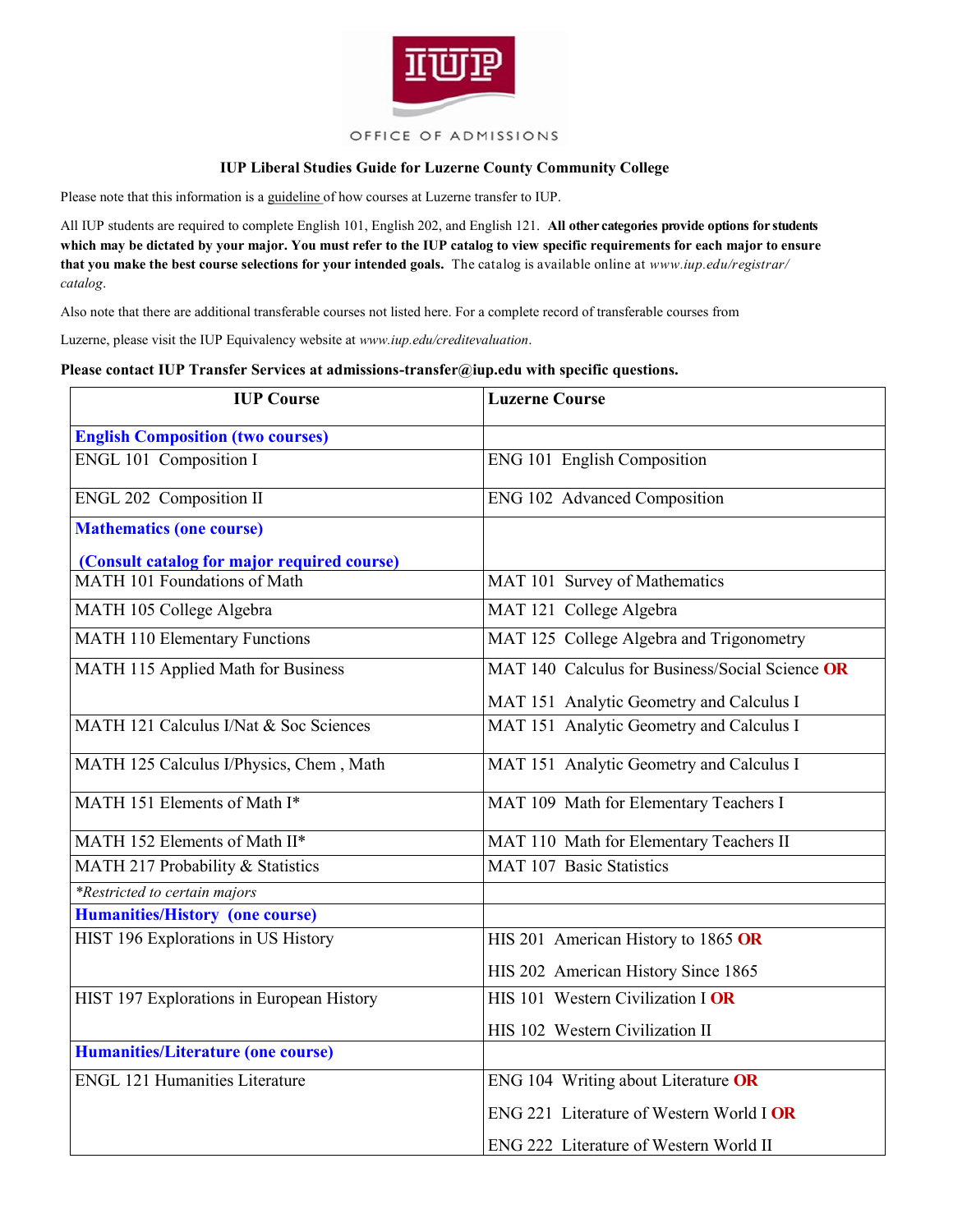OFFICE OF ADMISSIONS

**IUP Liberal Studies Guide for Luzerne County Community College**

Please note that this information is a guideline of how courses at Luzerne transfer to IUP.

All IUP students are required to complete English 101, English 202, and English 121. **All other categories provide options for students which may be dictated by your major. You must refer to the IUP catalog to view specific requirements for each major to ensure that you make the best course selections for your intended goals.** The catalog is available online at *www.iup.edu/registrar/catalog*.

Also note that there are additional transferable courses not listed here. For a complete record of transferable courses from Luzerne, please visit the IUP Equivalency website at *www.iup.edu/creditevaluation*.

**Please contact IUP Transfer Services at admissions-transfer@iup.edu with specific questions.**

| IUP Course | Luzerne Course |
|---|---|
| **English Composition (two courses)** | |
| ENGL 101 Composition I | ENG 101 English Composition |
| ENGL 202 Composition II | ENG 102 Advanced Composition |
| **Mathematics (one course)** **(Consult catalog for major required course)** | |
| MATH 101 Foundations of Math | MAT 101 Survey of Mathematics |
| MATH 105 College Algebra | MAT 121 College Algebra |
| MATH 110 Elementary Functions | MAT 125 College Algebra and Trigonometry |
| MATH 115 Applied Math for Business | MAT 140 Calculus for Business/Social Science **OR** MAT 151 Analytic Geometry and Calculus I |
| MATH 121 Calculus I/Nat & Soc Sciences | MAT 151 Analytic Geometry and Calculus I |
| MATH 125 Calculus I/Physics, Chem , Math | MAT 151 Analytic Geometry and Calculus I |
| MATH 151 Elements of Math I* | MAT 109 Math for Elementary Teachers I |
| MATH 152 Elements of Math II* | MAT 110 Math for Elementary Teachers II |
| MATH 217 Probability & Statistics | MAT 107 Basic Statistics |
| *\*Restricted to certain majors* | |
| **Humanities/History (one course)** | |
| HIST 196 Explorations in US History | HIS 201 American History to 1865 **OR** HIS 202 American History Since 1865 |
| HIST 197 Explorations in European History | HIS 101 Western Civilization I **OR** HIS 102 Western Civilization II |
| **Humanities/Literature (one course)** | |
| ENGL 121 Humanities Literature | ENG 104 Writing about Literature **OR** ENG 221 Literature of Western World I **OR** ENG 222 Literature of Western World II |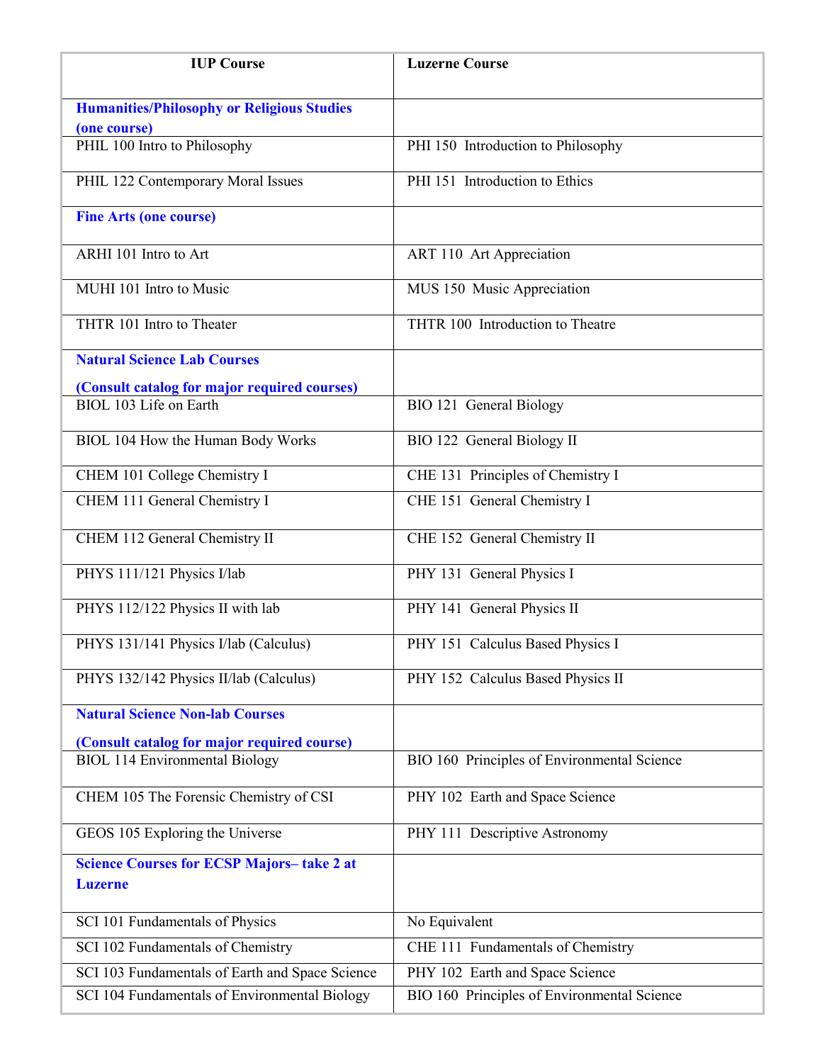| IUP Course | Luzerne Course |
|---|---|
| **Humanities/Philosophy or Religious Studies (one course)** | |
| PHIL 100 Intro to Philosophy | PHI 150 Introduction to Philosophy |
| PHIL 122 Contemporary Moral Issues | PHI 151 Introduction to Ethics |
| **Fine Arts (one course)** | |
| ARHI 101 Intro to Art | ART 110 Art Appreciation |
| MUHI 101 Intro to Music | MUS 150 Music Appreciation |
| THTR 101 Intro to Theater | THTR 100 Introduction to Theatre |
| **Natural Science Lab Courses (Consult catalog for major required courses)** | |
| BIOL 103 Life on Earth | BIO 121 General Biology |
| BIOL 104 How the Human Body Works | BIO 122 General Biology II |
| CHEM 101 College Chemistry I | CHE 131 Principles of Chemistry I |
| CHEM 111 General Chemistry I | CHE 151 General Chemistry I |
| CHEM 112 General Chemistry II | CHE 152 General Chemistry II |
| PHYS 111/121 Physics I/lab | PHY 131 General Physics I |
| PHYS 112/122 Physics II with lab | PHY 141 General Physics II |
| PHYS 131/141 Physics I/lab (Calculus) | PHY 151 Calculus Based Physics I |
| PHYS 132/142 Physics II/lab (Calculus) | PHY 152 Calculus Based Physics II |
| **Natural Science Non-lab Courses (Consult catalog for major required course)** | |
| BIOL 114 Environmental Biology | BIO 160 Principles of Environmental Science |
| CHEM 105 The Forensic Chemistry of CSI | PHY 102 Earth and Space Science |
| GEOS 105 Exploring the Universe | PHY 111 Descriptive Astronomy |
| **Science Courses for ECSP Majors– take 2 at Luzerne** | |
| SCI 101 Fundamentals of Physics | No Equivalent |
| SCI 102 Fundamentals of Chemistry | CHE 111 Fundamentals of Chemistry |
| SCI 103 Fundamentals of Earth and Space Science | PHY 102 Earth and Space Science |
| SCI 104 Fundamentals of Environmental Biology | BIO 160 Principles of Environmental Science |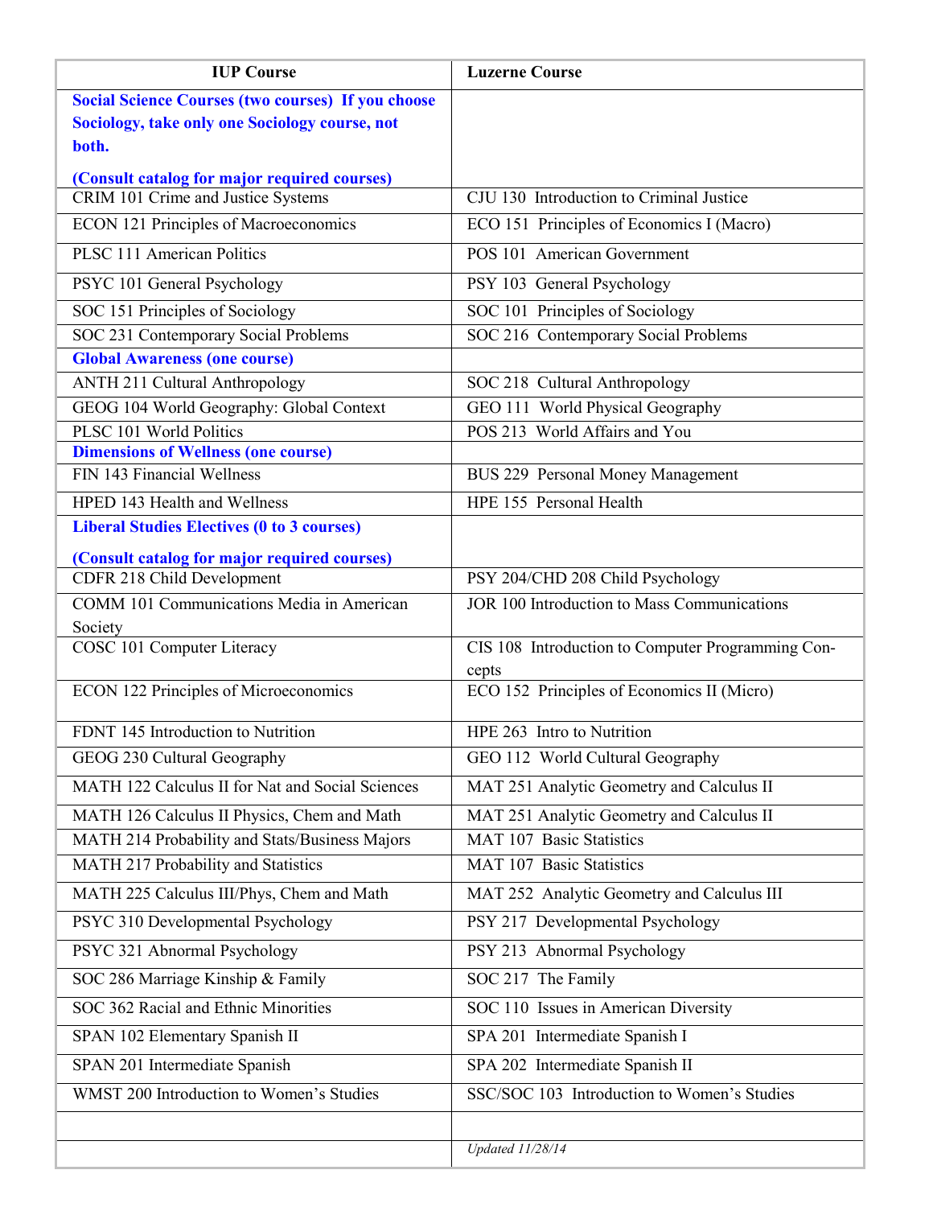| IUP Course | Luzerne Course |
|---|---|
| **Social Science Courses (two courses) If you choose Sociology, take only one Sociology course, not both.** <br><br> **(Consult catalog for major required courses)** | |
| CRIM 101 Crime and Justice Systems | CJU 130 Introduction to Criminal Justice |
| ECON 121 Principles of Macroeconomics | ECO 151 Principles of Economics I (Macro) |
| PLSC 111 American Politics | POS 101 American Government |
| PSYC 101 General Psychology | PSY 103 General Psychology |
| SOC 151 Principles of Sociology | SOC 101 Principles of Sociology |
| SOC 231 Contemporary Social Problems | SOC 216 Contemporary Social Problems |
| **Global Awareness (one course)** | |
| ANTH 211 Cultural Anthropology | SOC 218 Cultural Anthropology |
| GEOG 104 World Geography: Global Context | GEO 111 World Physical Geography |
| PLSC 101 World Politics | POS 213 World Affairs and You |
| **Dimensions of Wellness (one course)** | |
| FIN 143 Financial Wellness | BUS 229 Personal Money Management |
| HPED 143 Health and Wellness | HPE 155 Personal Health |
| **Liberal Studies Electives (0 to 3 courses)** <br><br> **(Consult catalog for major required courses)** | |
| CDFR 218 Child Development | PSY 204/CHD 208 Child Psychology |
| COMM 101 Communications Media in American Society | JOR 100 Introduction to Mass Communications |
| COSC 101 Computer Literacy | CIS 108 Introduction to Computer Programming Concepts |
| ECON 122 Principles of Microeconomics | ECO 152 Principles of Economics II (Micro) |
| FDNT 145 Introduction to Nutrition | HPE 263 Intro to Nutrition |
| GEOG 230 Cultural Geography | GEO 112 World Cultural Geography |
| MATH 122 Calculus II for Nat and Social Sciences | MAT 251 Analytic Geometry and Calculus II |
| MATH 126 Calculus II Physics, Chem and Math | MAT 251 Analytic Geometry and Calculus II |
| MATH 214 Probability and Stats/Business Majors | MAT 107 Basic Statistics |
| MATH 217 Probability and Statistics | MAT 107 Basic Statistics |
| MATH 225 Calculus III/Phys, Chem and Math | MAT 252 Analytic Geometry and Calculus III |
| PSYC 310 Developmental Psychology | PSY 217 Developmental Psychology |
| PSYC 321 Abnormal Psychology | PSY 213 Abnormal Psychology |
| SOC 286 Marriage Kinship & Family | SOC 217 The Family |
| SOC 362 Racial and Ethnic Minorities | SOC 110 Issues in American Diversity |
| SPAN 102 Elementary Spanish II | SPA 201 Intermediate Spanish I |
| SPAN 201 Intermediate Spanish | SPA 202 Intermediate Spanish II |
| WMST 200 Introduction to Women's Studies | SSC/SOC 103 Introduction to Women's Studies |
| | |
| | *Updated 11/28/14* |